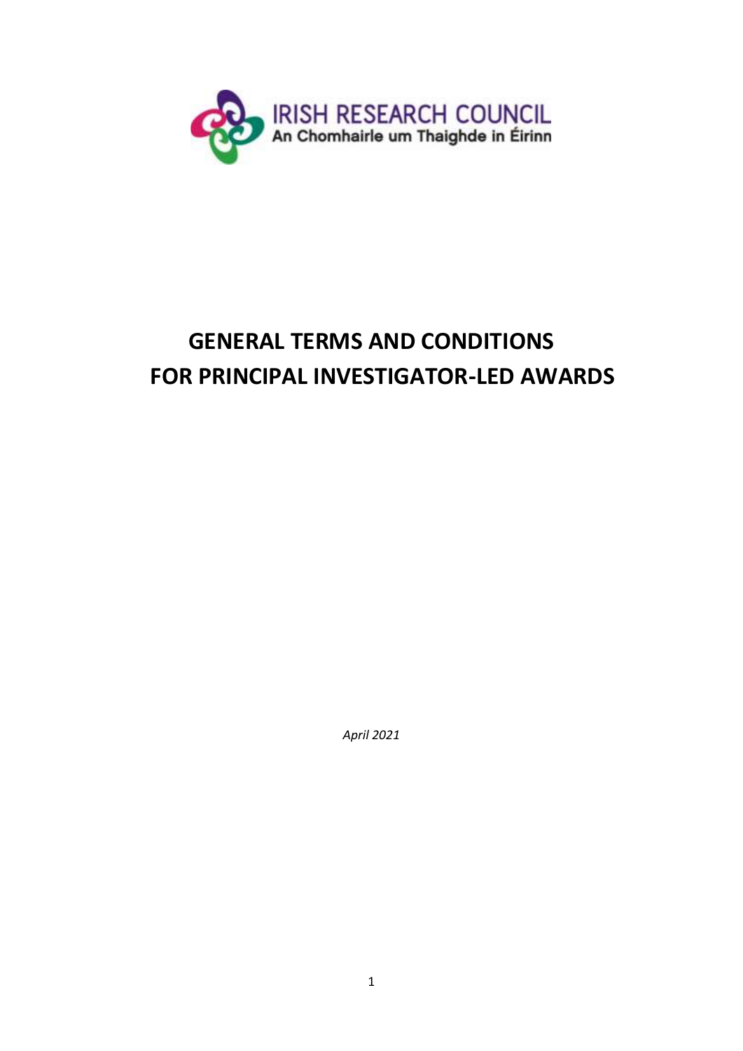IRISH RESEARCH COUNCIL
An Chomhairle um Thaighde in Éirinn

# GENERAL TERMS AND CONDITIONS FOR PRINCIPAL INVESTIGATOR-LED AWARDS

*April 2021*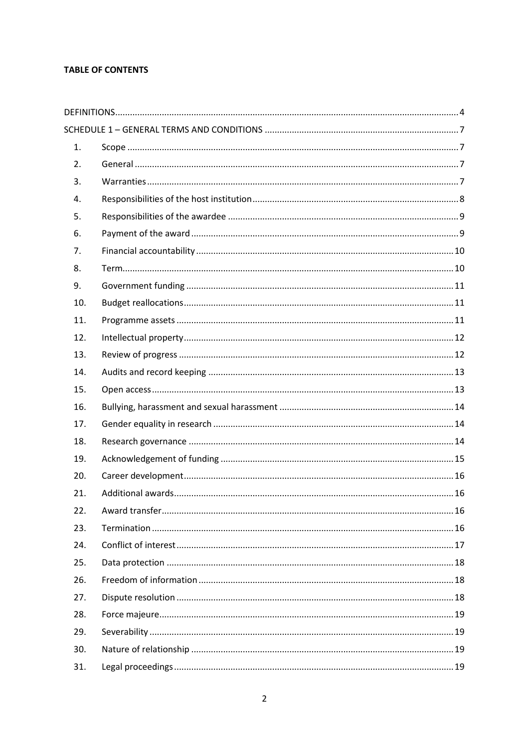**TABLE OF CONTENTS**

| | | |
|---|---|---|
| DEFINITIONS | | 4 |
| SCHEDULE 1 – GENERAL TERMS AND CONDITIONS | | 7 |
| 1. | Scope | 7 |
| 2. | General | 7 |
| 3. | Warranties | 7 |
| 4. | Responsibilities of the host institution | 8 |
| 5. | Responsibilities of the awardee | 9 |
| 6. | Payment of the award | 9 |
| 7. | Financial accountability | 10 |
| 8. | Term | 10 |
| 9. | Government funding | 11 |
| 10. | Budget reallocations | 11 |
| 11. | Programme assets | 11 |
| 12. | Intellectual property | 12 |
| 13. | Review of progress | 12 |
| 14. | Audits and record keeping | 13 |
| 15. | Open access | 13 |
| 16. | Bullying, harassment and sexual harassment | 14 |
| 17. | Gender equality in research | 14 |
| 18. | Research governance | 14 |
| 19. | Acknowledgement of funding | 15 |
| 20. | Career development | 16 |
| 21. | Additional awards | 16 |
| 22. | Award transfer | 16 |
| 23. | Termination | 16 |
| 24. | Conflict of interest | 17 |
| 25. | Data protection | 18 |
| 26. | Freedom of information | 18 |
| 27. | Dispute resolution | 18 |
| 28. | Force majeure | 19 |
| 29. | Severability | 19 |
| 30. | Nature of relationship | 19 |
| 31. | Legal proceedings | 19 |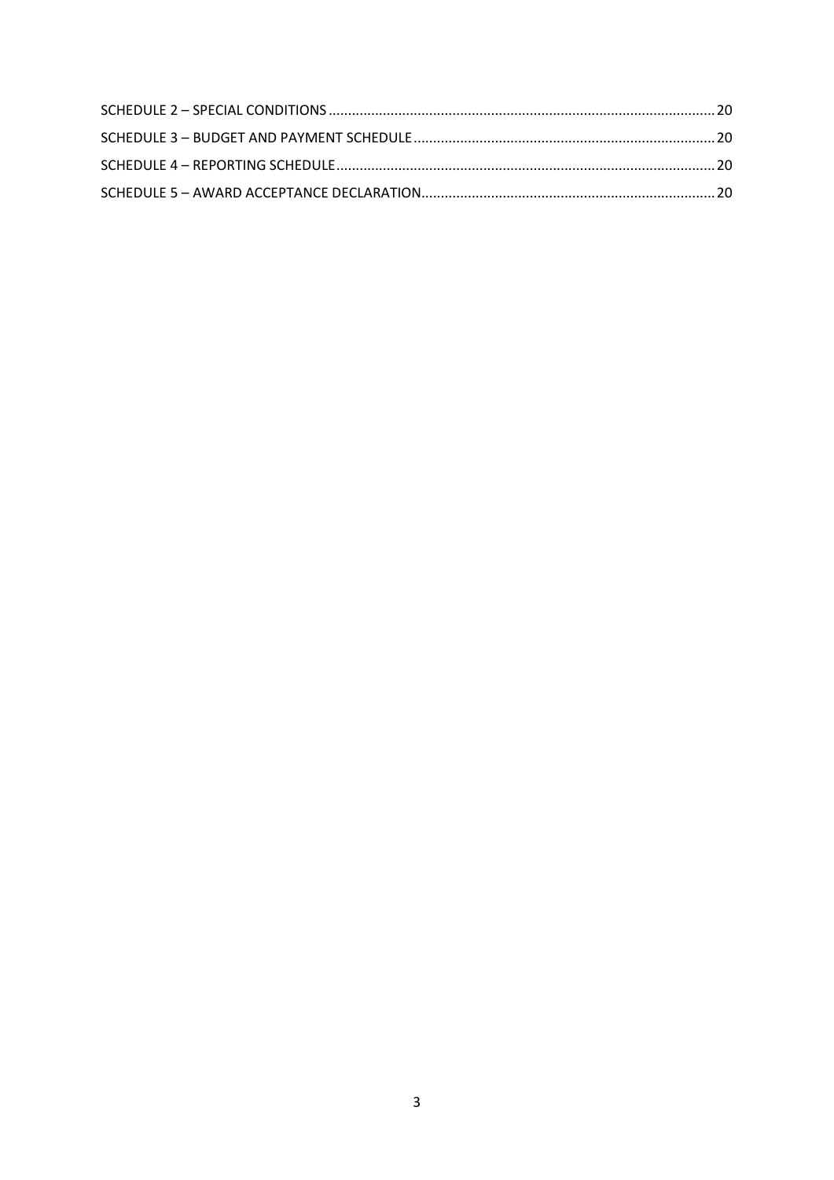SCHEDULE 2 – SPECIAL CONDITIONS .......... 20

SCHEDULE 3 – BUDGET AND PAYMENT SCHEDULE .......... 20

SCHEDULE 4 – REPORTING SCHEDULE .......... 20

SCHEDULE 5 – AWARD ACCEPTANCE DECLARATION .......... 20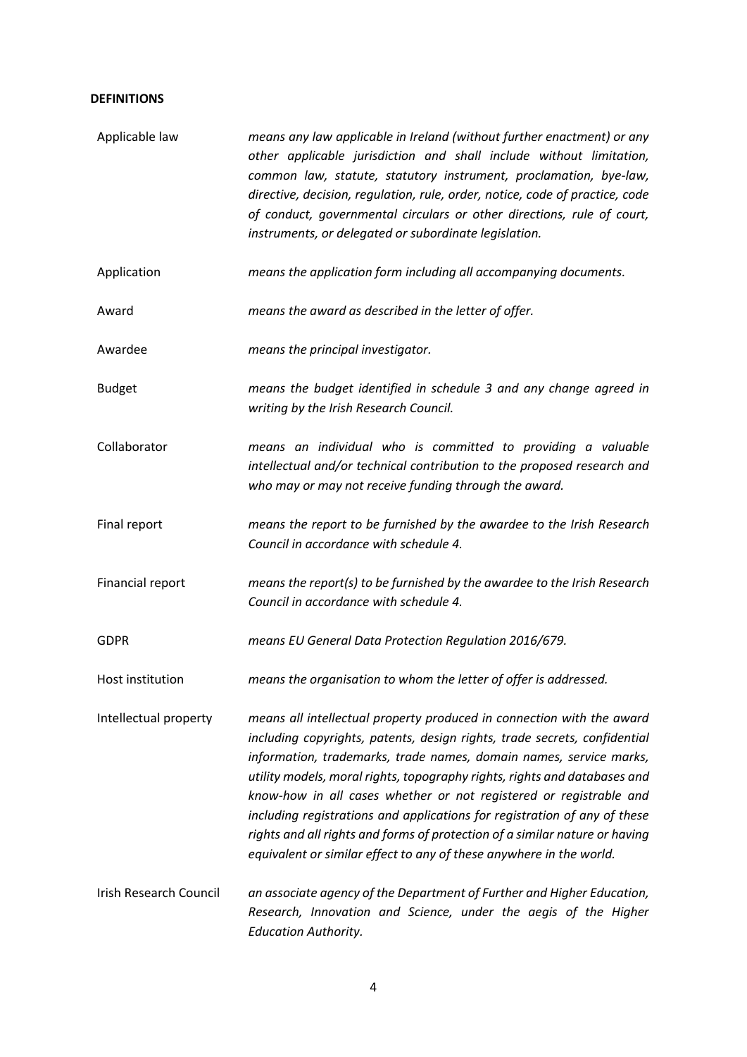**DEFINITIONS**

| | |
|---|---|
| Applicable law | *means any law applicable in Ireland (without further enactment) or any other applicable jurisdiction and shall include without limitation, common law, statute, statutory instrument, proclamation, bye-law, directive, decision, regulation, rule, order, notice, code of practice, code of conduct, governmental circulars or other directions, rule of court, instruments, or delegated or subordinate legislation.* |
| Application | *means the application form including all accompanying documents.* |
| Award | *means the award as described in the letter of offer.* |
| Awardee | *means the principal investigator.* |
| Budget | *means the budget identified in schedule 3 and any change agreed in writing by the Irish Research Council.* |
| Collaborator | *means an individual who is committed to providing a valuable intellectual and/or technical contribution to the proposed research and who may or may not receive funding through the award.* |
| Final report | *means the report to be furnished by the awardee to the Irish Research Council in accordance with schedule 4.* |
| Financial report | *means the report(s) to be furnished by the awardee to the Irish Research Council in accordance with schedule 4.* |
| GDPR | *means EU General Data Protection Regulation 2016/679.* |
| Host institution | *means the organisation to whom the letter of offer is addressed.* |
| Intellectual property | *means all intellectual property produced in connection with the award including copyrights, patents, design rights, trade secrets, confidential information, trademarks, trade names, domain names, service marks, utility models, moral rights, topography rights, rights and databases and know-how in all cases whether or not registered or registrable and including registrations and applications for registration of any of these rights and all rights and forms of protection of a similar nature or having equivalent or similar effect to any of these anywhere in the world.* |
| Irish Research Council | *an associate agency of the Department of Further and Higher Education, Research, Innovation and Science, under the aegis of the Higher Education Authority.* |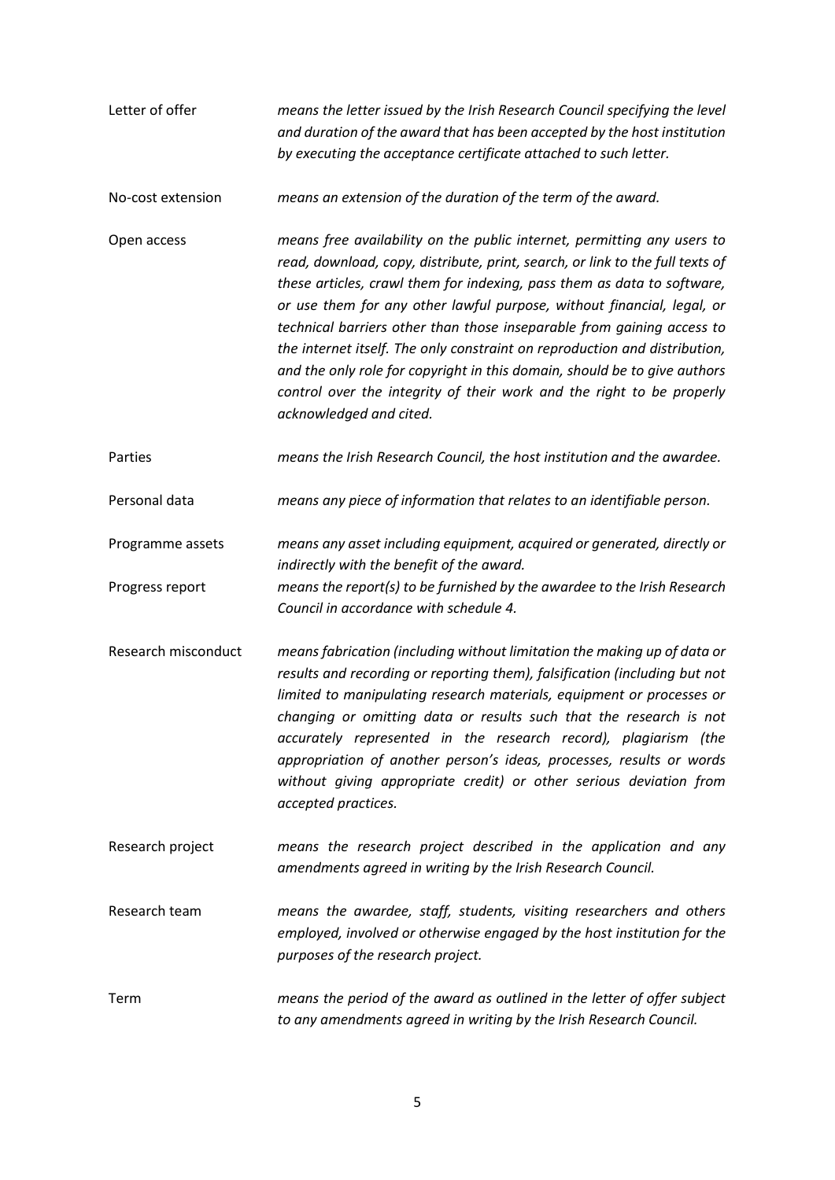| | |
|---|---|
| Letter of offer | *means the letter issued by the Irish Research Council specifying the level and duration of the award that has been accepted by the host institution by executing the acceptance certificate attached to such letter.* |
| No-cost extension | *means an extension of the duration of the term of the award.* |
| Open access | *means free availability on the public internet, permitting any users to read, download, copy, distribute, print, search, or link to the full texts of these articles, crawl them for indexing, pass them as data to software, or use them for any other lawful purpose, without financial, legal, or technical barriers other than those inseparable from gaining access to the internet itself. The only constraint on reproduction and distribution, and the only role for copyright in this domain, should be to give authors control over the integrity of their work and the right to be properly acknowledged and cited.* |
| Parties | *means the Irish Research Council, the host institution and the awardee.* |
| Personal data | *means any piece of information that relates to an identifiable person.* |
| Programme assets | *means any asset including equipment, acquired or generated, directly or indirectly with the benefit of the award.* |
| Progress report | *means the report(s) to be furnished by the awardee to the Irish Research Council in accordance with schedule 4.* |
| Research misconduct | *means fabrication (including without limitation the making up of data or results and recording or reporting them), falsification (including but not limited to manipulating research materials, equipment or processes or changing or omitting data or results such that the research is not accurately represented in the research record), plagiarism (the appropriation of another person's ideas, processes, results or words without giving appropriate credit) or other serious deviation from accepted practices.* |
| Research project | *means the research project described in the application and any amendments agreed in writing by the Irish Research Council.* |
| Research team | *means the awardee, staff, students, visiting researchers and others employed, involved or otherwise engaged by the host institution for the purposes of the research project.* |
| Term | *means the period of the award as outlined in the letter of offer subject to any amendments agreed in writing by the Irish Research Council.* |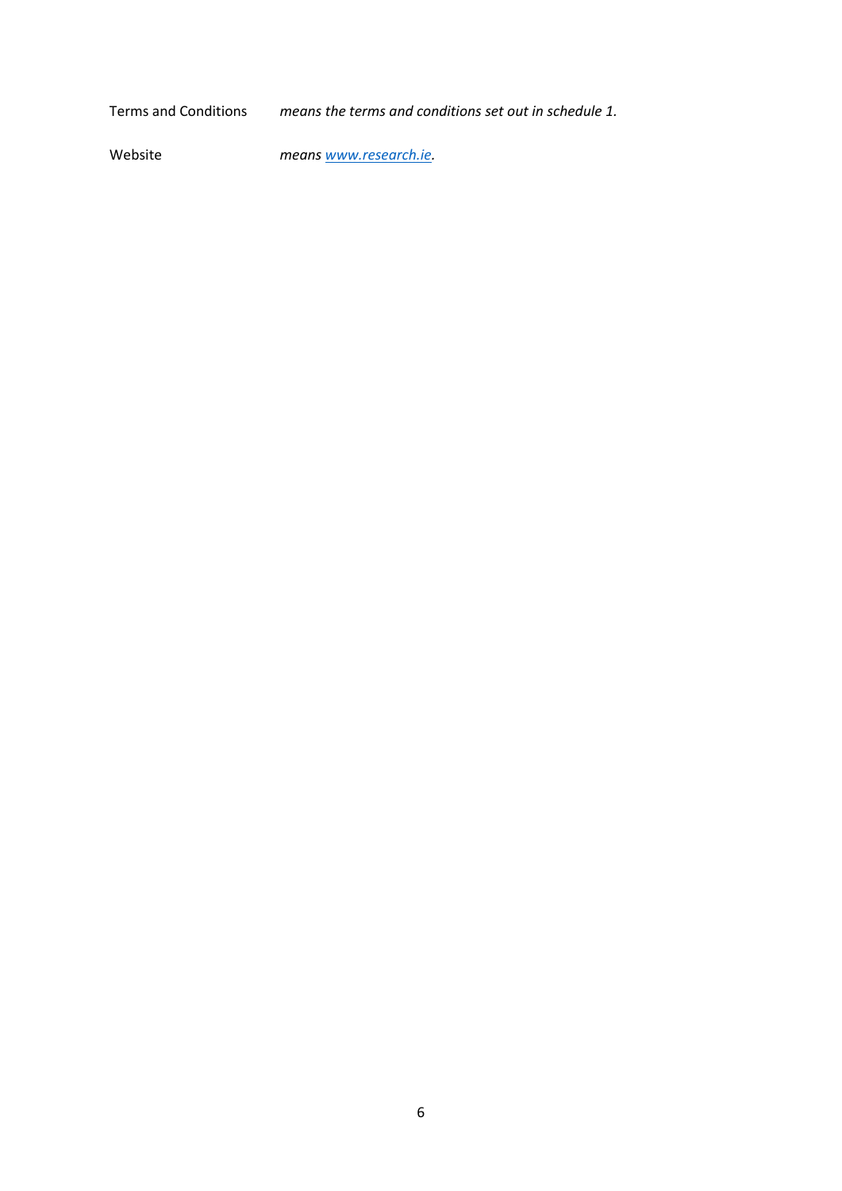| | |
|---|---|
| Terms and Conditions | *means the terms and conditions set out in schedule 1.* |
| Website | *means [www.research.ie](http://www.research.ie).* |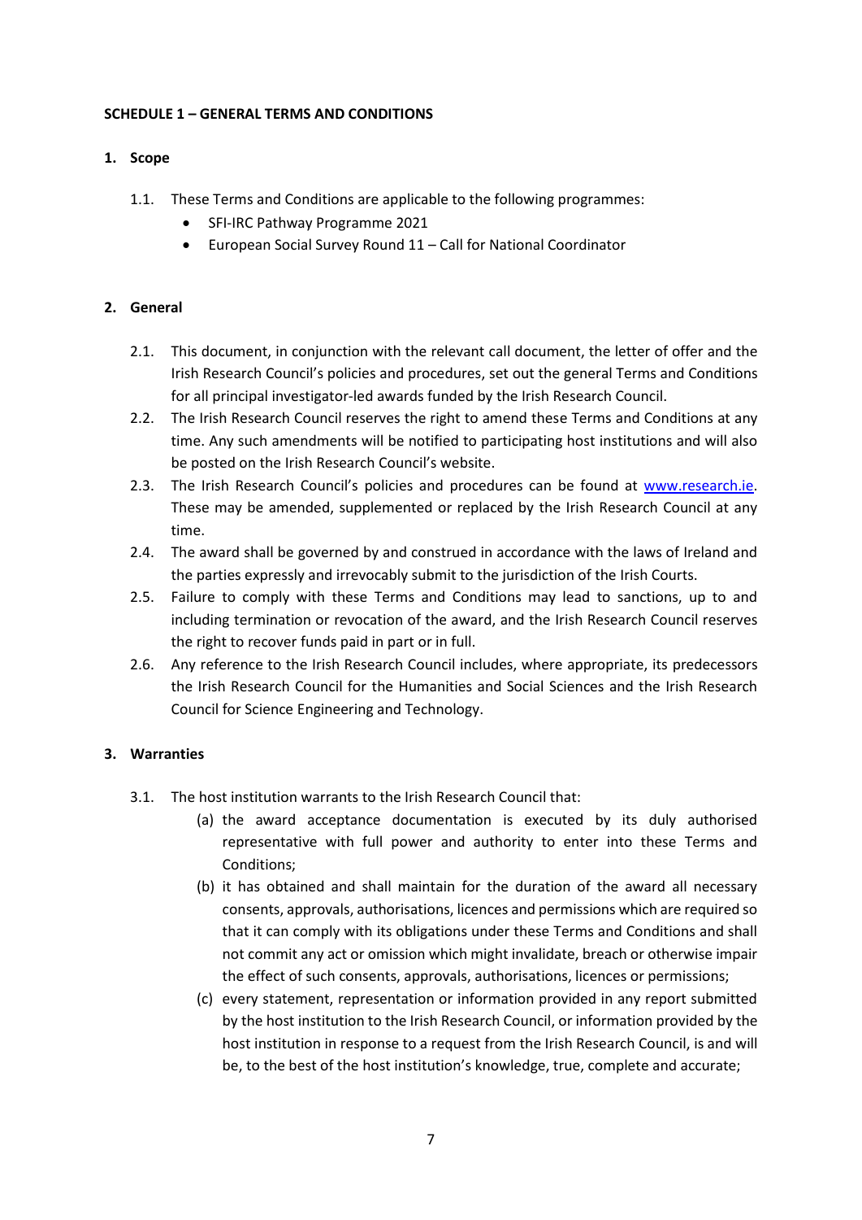**SCHEDULE 1 – GENERAL TERMS AND CONDITIONS**

**1. Scope**

1.1. These Terms and Conditions are applicable to the following programmes:

- SFI-IRC Pathway Programme 2021
- European Social Survey Round 11 – Call for National Coordinator

**2. General**

2.1. This document, in conjunction with the relevant call document, the letter of offer and the Irish Research Council's policies and procedures, set out the general Terms and Conditions for all principal investigator-led awards funded by the Irish Research Council.

2.2. The Irish Research Council reserves the right to amend these Terms and Conditions at any time. Any such amendments will be notified to participating host institutions and will also be posted on the Irish Research Council's website.

2.3. The Irish Research Council's policies and procedures can be found at [www.research.ie](http://www.research.ie). These may be amended, supplemented or replaced by the Irish Research Council at any time.

2.4. The award shall be governed by and construed in accordance with the laws of Ireland and the parties expressly and irrevocably submit to the jurisdiction of the Irish Courts.

2.5. Failure to comply with these Terms and Conditions may lead to sanctions, up to and including termination or revocation of the award, and the Irish Research Council reserves the right to recover funds paid in part or in full.

2.6. Any reference to the Irish Research Council includes, where appropriate, its predecessors the Irish Research Council for the Humanities and Social Sciences and the Irish Research Council for Science Engineering and Technology.

**3. Warranties**

3.1. The host institution warrants to the Irish Research Council that:

(a) the award acceptance documentation is executed by its duly authorised representative with full power and authority to enter into these Terms and Conditions;

(b) it has obtained and shall maintain for the duration of the award all necessary consents, approvals, authorisations, licences and permissions which are required so that it can comply with its obligations under these Terms and Conditions and shall not commit any act or omission which might invalidate, breach or otherwise impair the effect of such consents, approvals, authorisations, licences or permissions;

(c) every statement, representation or information provided in any report submitted by the host institution to the Irish Research Council, or information provided by the host institution in response to a request from the Irish Research Council, is and will be, to the best of the host institution's knowledge, true, complete and accurate;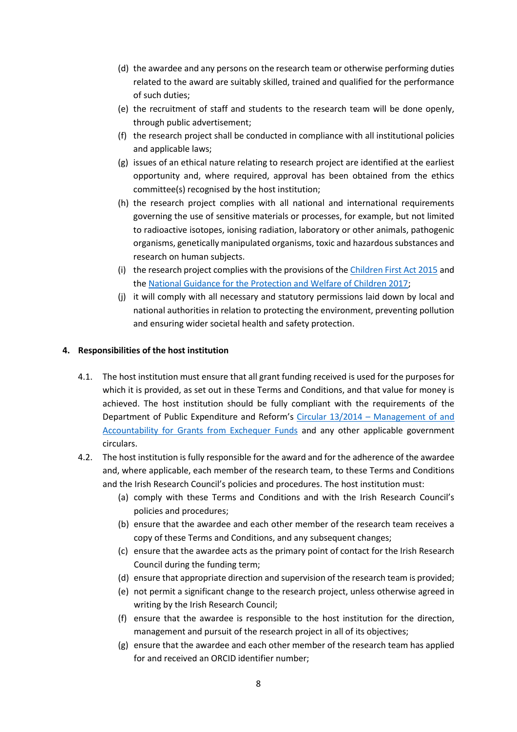(d) the awardee and any persons on the research team or otherwise performing duties related to the award are suitably skilled, trained and qualified for the performance of such duties;

(e) the recruitment of staff and students to the research team will be done openly, through public advertisement;

(f) the research project shall be conducted in compliance with all institutional policies and applicable laws;

(g) issues of an ethical nature relating to research project are identified at the earliest opportunity and, where required, approval has been obtained from the ethics committee(s) recognised by the host institution;

(h) the research project complies with all national and international requirements governing the use of sensitive materials or processes, for example, but not limited to radioactive isotopes, ionising radiation, laboratory or other animals, pathogenic organisms, genetically manipulated organisms, toxic and hazardous substances and research on human subjects.

(i) the research project complies with the provisions of the [Children First Act 2015] and the [National Guidance for the Protection and Welfare of Children 2017];

(j) it will comply with all necessary and statutory permissions laid down by local and national authorities in relation to protecting the environment, preventing pollution and ensuring wider societal health and safety protection.

## 4. Responsibilities of the host institution

4.1. The host institution must ensure that all grant funding received is used for the purposes for which it is provided, as set out in these Terms and Conditions, and that value for money is achieved. The host institution should be fully compliant with the requirements of the Department of Public Expenditure and Reform's [Circular 13/2014 – Management of and Accountability for Grants from Exchequer Funds] and any other applicable government circulars.

4.2. The host institution is fully responsible for the award and for the adherence of the awardee and, where applicable, each member of the research team, to these Terms and Conditions and the Irish Research Council's policies and procedures. The host institution must:

(a) comply with these Terms and Conditions and with the Irish Research Council's policies and procedures;

(b) ensure that the awardee and each other member of the research team receives a copy of these Terms and Conditions, and any subsequent changes;

(c) ensure that the awardee acts as the primary point of contact for the Irish Research Council during the funding term;

(d) ensure that appropriate direction and supervision of the research team is provided;

(e) not permit a significant change to the research project, unless otherwise agreed in writing by the Irish Research Council;

(f) ensure that the awardee is responsible to the host institution for the direction, management and pursuit of the research project in all of its objectives;

(g) ensure that the awardee and each other member of the research team has applied for and received an ORCID identifier number;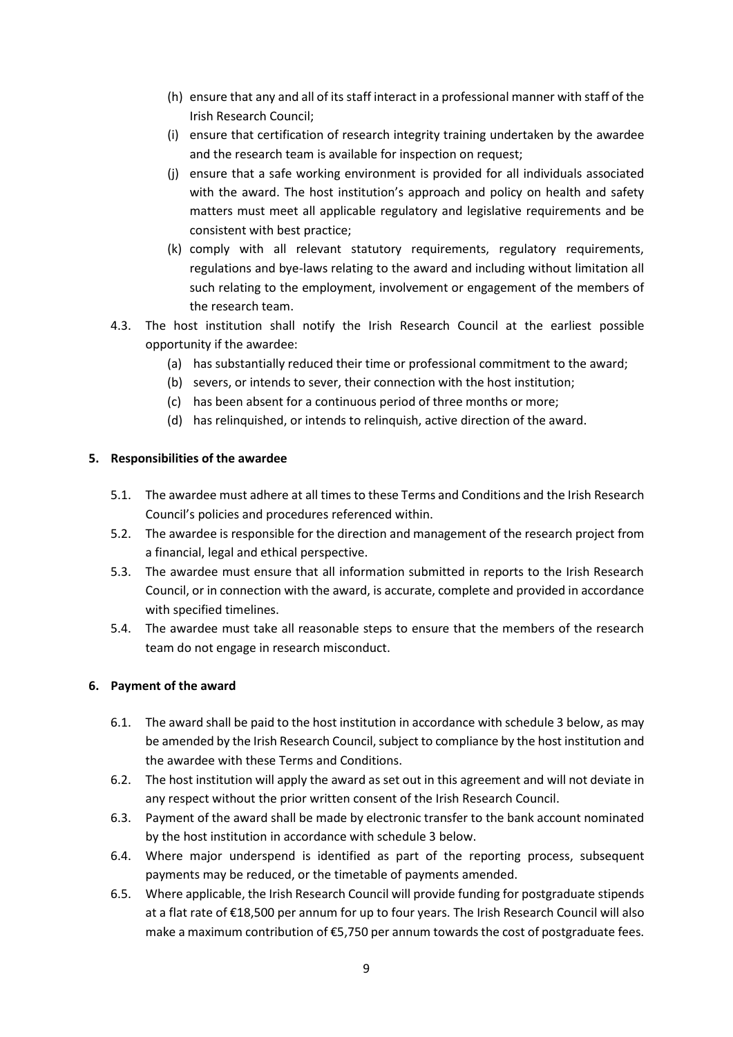(h) ensure that any and all of its staff interact in a professional manner with staff of the Irish Research Council;

(i) ensure that certification of research integrity training undertaken by the awardee and the research team is available for inspection on request;

(j) ensure that a safe working environment is provided for all individuals associated with the award. The host institution's approach and policy on health and safety matters must meet all applicable regulatory and legislative requirements and be consistent with best practice;

(k) comply with all relevant statutory requirements, regulatory requirements, regulations and bye-laws relating to the award and including without limitation all such relating to the employment, involvement or engagement of the members of the research team.

4.3. The host institution shall notify the Irish Research Council at the earliest possible opportunity if the awardee:

   (a) has substantially reduced their time or professional commitment to the award;

   (b) severs, or intends to sever, their connection with the host institution;

   (c) has been absent for a continuous period of three months or more;

   (d) has relinquished, or intends to relinquish, active direction of the award.

## 5. Responsibilities of the awardee

5.1. The awardee must adhere at all times to these Terms and Conditions and the Irish Research Council's policies and procedures referenced within.

5.2. The awardee is responsible for the direction and management of the research project from a financial, legal and ethical perspective.

5.3. The awardee must ensure that all information submitted in reports to the Irish Research Council, or in connection with the award, is accurate, complete and provided in accordance with specified timelines.

5.4. The awardee must take all reasonable steps to ensure that the members of the research team do not engage in research misconduct.

## 6. Payment of the award

6.1. The award shall be paid to the host institution in accordance with schedule 3 below, as may be amended by the Irish Research Council, subject to compliance by the host institution and the awardee with these Terms and Conditions.

6.2. The host institution will apply the award as set out in this agreement and will not deviate in any respect without the prior written consent of the Irish Research Council.

6.3. Payment of the award shall be made by electronic transfer to the bank account nominated by the host institution in accordance with schedule 3 below.

6.4. Where major underspend is identified as part of the reporting process, subsequent payments may be reduced, or the timetable of payments amended.

6.5. Where applicable, the Irish Research Council will provide funding for postgraduate stipends at a flat rate of €18,500 per annum for up to four years. The Irish Research Council will also make a maximum contribution of €5,750 per annum towards the cost of postgraduate fees.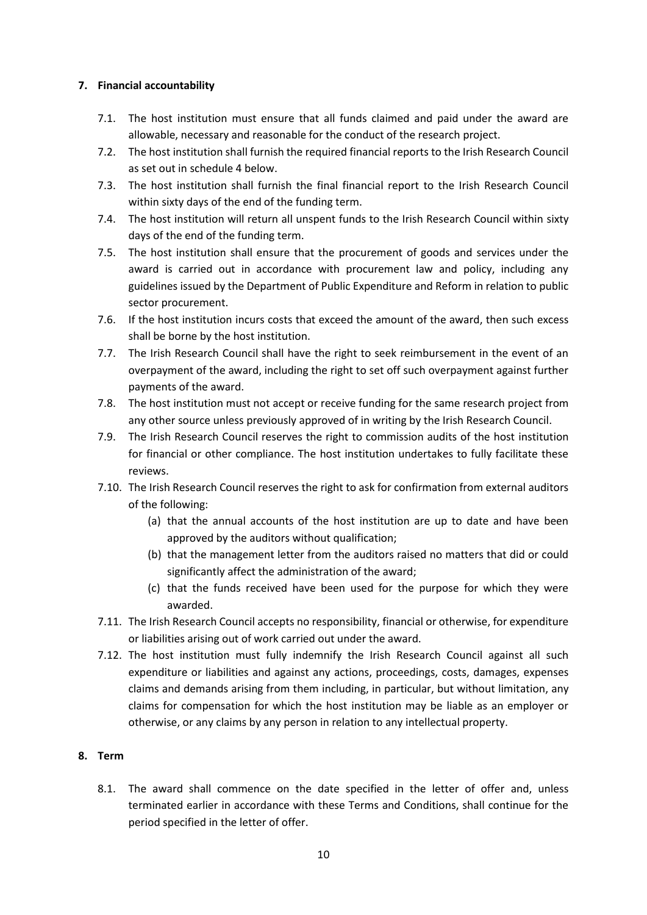## 7. Financial accountability

7.1. The host institution must ensure that all funds claimed and paid under the award are allowable, necessary and reasonable for the conduct of the research project.

7.2. The host institution shall furnish the required financial reports to the Irish Research Council as set out in schedule 4 below.

7.3. The host institution shall furnish the final financial report to the Irish Research Council within sixty days of the end of the funding term.

7.4. The host institution will return all unspent funds to the Irish Research Council within sixty days of the end of the funding term.

7.5. The host institution shall ensure that the procurement of goods and services under the award is carried out in accordance with procurement law and policy, including any guidelines issued by the Department of Public Expenditure and Reform in relation to public sector procurement.

7.6. If the host institution incurs costs that exceed the amount of the award, then such excess shall be borne by the host institution.

7.7. The Irish Research Council shall have the right to seek reimbursement in the event of an overpayment of the award, including the right to set off such overpayment against further payments of the award.

7.8. The host institution must not accept or receive funding for the same research project from any other source unless previously approved of in writing by the Irish Research Council.

7.9. The Irish Research Council reserves the right to commission audits of the host institution for financial or other compliance. The host institution undertakes to fully facilitate these reviews.

7.10. The Irish Research Council reserves the right to ask for confirmation from external auditors of the following:

- (a) that the annual accounts of the host institution are up to date and have been approved by the auditors without qualification;
- (b) that the management letter from the auditors raised no matters that did or could significantly affect the administration of the award;
- (c) that the funds received have been used for the purpose for which they were awarded.

7.11. The Irish Research Council accepts no responsibility, financial or otherwise, for expenditure or liabilities arising out of work carried out under the award.

7.12. The host institution must fully indemnify the Irish Research Council against all such expenditure or liabilities and against any actions, proceedings, costs, damages, expenses claims and demands arising from them including, in particular, but without limitation, any claims for compensation for which the host institution may be liable as an employer or otherwise, or any claims by any person in relation to any intellectual property.

## 8. Term

8.1. The award shall commence on the date specified in the letter of offer and, unless terminated earlier in accordance with these Terms and Conditions, shall continue for the period specified in the letter of offer.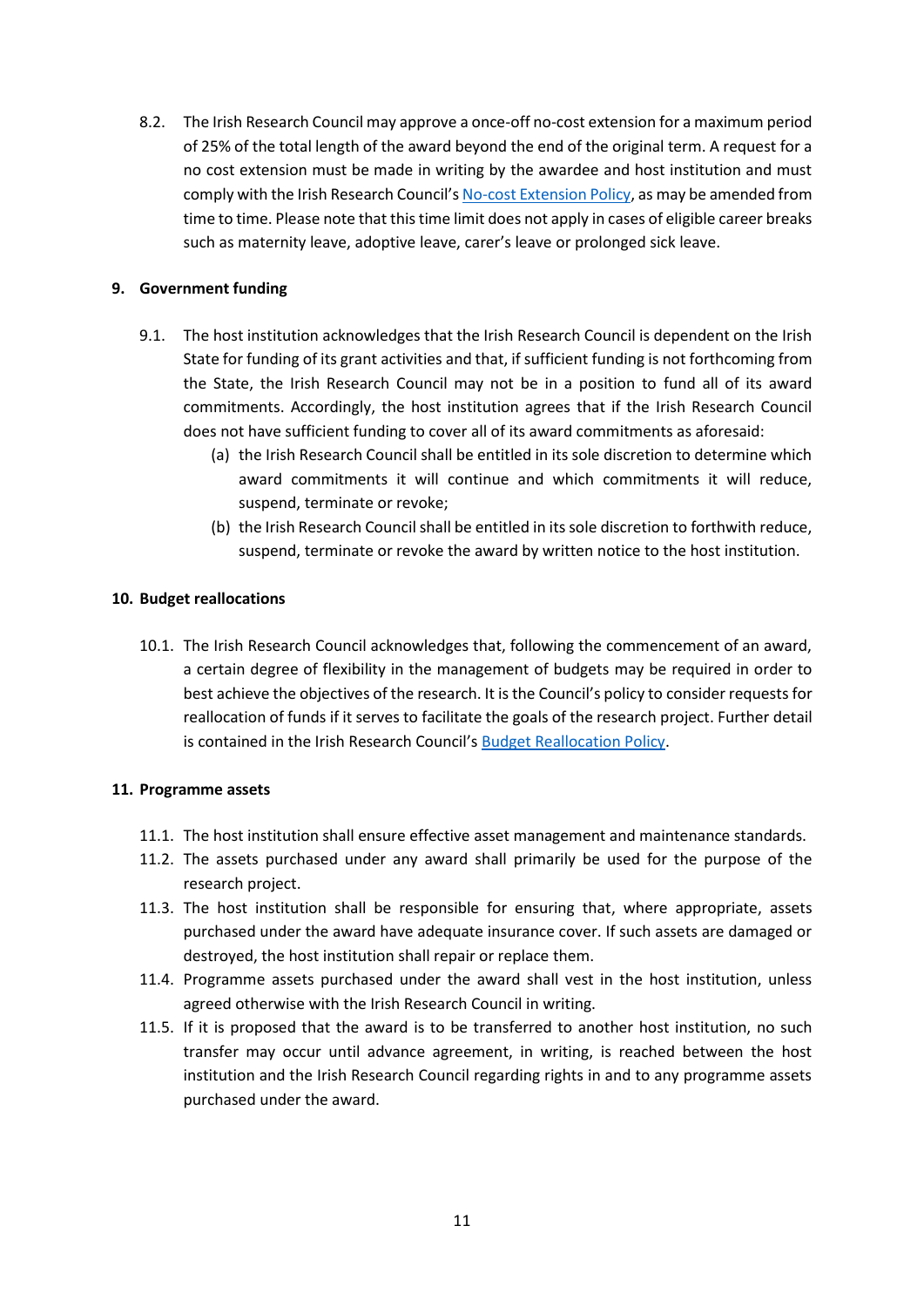8.2. The Irish Research Council may approve a once-off no-cost extension for a maximum period of 25% of the total length of the award beyond the end of the original term. A request for a no cost extension must be made in writing by the awardee and host institution and must comply with the Irish Research Council's [No-cost Extension Policy](), as may be amended from time to time. Please note that this time limit does not apply in cases of eligible career breaks such as maternity leave, adoptive leave, carer's leave or prolonged sick leave.

## 9. Government funding

9.1. The host institution acknowledges that the Irish Research Council is dependent on the Irish State for funding of its grant activities and that, if sufficient funding is not forthcoming from the State, the Irish Research Council may not be in a position to fund all of its award commitments. Accordingly, the host institution agrees that if the Irish Research Council does not have sufficient funding to cover all of its award commitments as aforesaid:

- (a) the Irish Research Council shall be entitled in its sole discretion to determine which award commitments it will continue and which commitments it will reduce, suspend, terminate or revoke;
- (b) the Irish Research Council shall be entitled in its sole discretion to forthwith reduce, suspend, terminate or revoke the award by written notice to the host institution.

## 10. Budget reallocations

10.1. The Irish Research Council acknowledges that, following the commencement of an award, a certain degree of flexibility in the management of budgets may be required in order to best achieve the objectives of the research. It is the Council's policy to consider requests for reallocation of funds if it serves to facilitate the goals of the research project. Further detail is contained in the Irish Research Council's [Budget Reallocation Policy]().

## 11. Programme assets

11.1. The host institution shall ensure effective asset management and maintenance standards.

11.2. The assets purchased under any award shall primarily be used for the purpose of the research project.

11.3. The host institution shall be responsible for ensuring that, where appropriate, assets purchased under the award have adequate insurance cover. If such assets are damaged or destroyed, the host institution shall repair or replace them.

11.4. Programme assets purchased under the award shall vest in the host institution, unless agreed otherwise with the Irish Research Council in writing.

11.5. If it is proposed that the award is to be transferred to another host institution, no such transfer may occur until advance agreement, in writing, is reached between the host institution and the Irish Research Council regarding rights in and to any programme assets purchased under the award.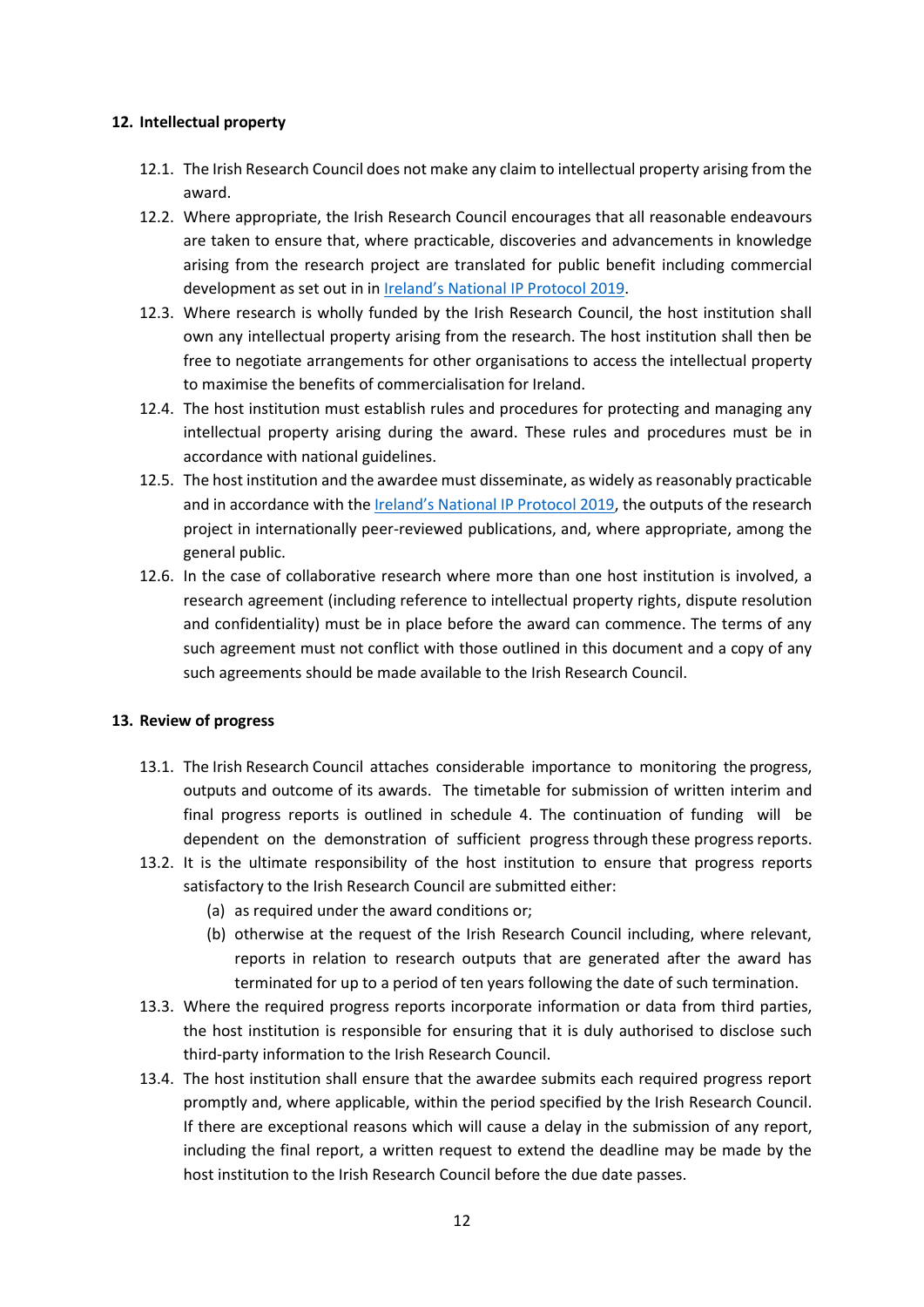## 12. Intellectual property

12.1. The Irish Research Council does not make any claim to intellectual property arising from the award.

12.2. Where appropriate, the Irish Research Council encourages that all reasonable endeavours are taken to ensure that, where practicable, discoveries and advancements in knowledge arising from the research project are translated for public benefit including commercial development as set out in in [Ireland's National IP Protocol 2019].

12.3. Where research is wholly funded by the Irish Research Council, the host institution shall own any intellectual property arising from the research. The host institution shall then be free to negotiate arrangements for other organisations to access the intellectual property to maximise the benefits of commercialisation for Ireland.

12.4. The host institution must establish rules and procedures for protecting and managing any intellectual property arising during the award. These rules and procedures must be in accordance with national guidelines.

12.5. The host institution and the awardee must disseminate, as widely as reasonably practicable and in accordance with the [Ireland's National IP Protocol 2019], the outputs of the research project in internationally peer-reviewed publications, and, where appropriate, among the general public.

12.6. In the case of collaborative research where more than one host institution is involved, a research agreement (including reference to intellectual property rights, dispute resolution and confidentiality) must be in place before the award can commence. The terms of any such agreement must not conflict with those outlined in this document and a copy of any such agreements should be made available to the Irish Research Council.

## 13. Review of progress

13.1. The Irish Research Council attaches considerable importance to monitoring the progress, outputs and outcome of its awards. The timetable for submission of written interim and final progress reports is outlined in schedule 4. The continuation of funding will be dependent on the demonstration of sufficient progress through these progress reports.

13.2. It is the ultimate responsibility of the host institution to ensure that progress reports satisfactory to the Irish Research Council are submitted either:

(a) as required under the award conditions or;

(b) otherwise at the request of the Irish Research Council including, where relevant, reports in relation to research outputs that are generated after the award has terminated for up to a period of ten years following the date of such termination.

13.3. Where the required progress reports incorporate information or data from third parties, the host institution is responsible for ensuring that it is duly authorised to disclose such third-party information to the Irish Research Council.

13.4. The host institution shall ensure that the awardee submits each required progress report promptly and, where applicable, within the period specified by the Irish Research Council. If there are exceptional reasons which will cause a delay in the submission of any report, including the final report, a written request to extend the deadline may be made by the host institution to the Irish Research Council before the due date passes.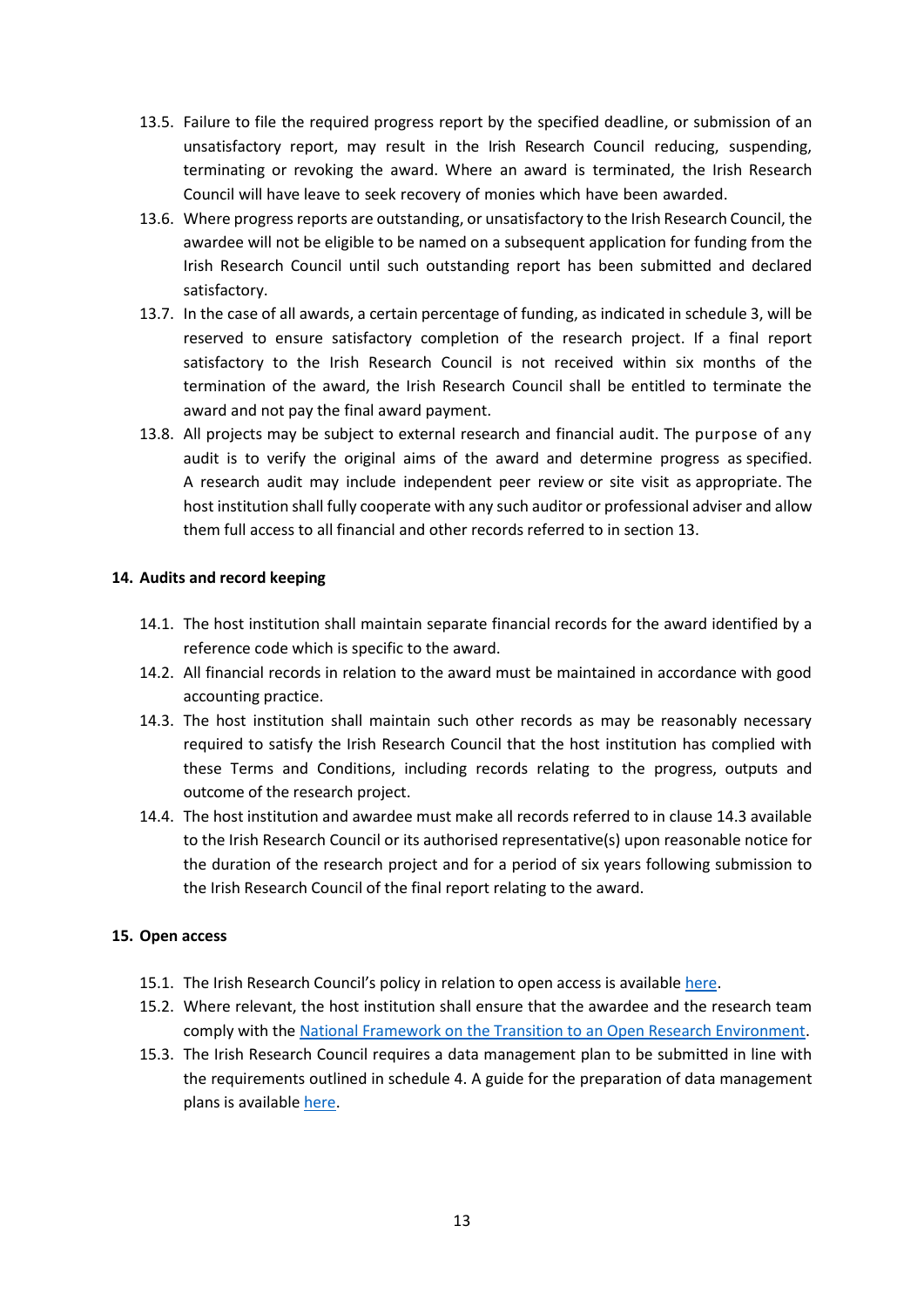13.5. Failure to file the required progress report by the specified deadline, or submission of an unsatisfactory report, may result in the Irish Research Council reducing, suspending, terminating or revoking the award. Where an award is terminated, the Irish Research Council will have leave to seek recovery of monies which have been awarded.

13.6. Where progress reports are outstanding, or unsatisfactory to the Irish Research Council, the awardee will not be eligible to be named on a subsequent application for funding from the Irish Research Council until such outstanding report has been submitted and declared satisfactory.

13.7. In the case of all awards, a certain percentage of funding, as indicated in schedule 3, will be reserved to ensure satisfactory completion of the research project. If a final report satisfactory to the Irish Research Council is not received within six months of the termination of the award, the Irish Research Council shall be entitled to terminate the award and not pay the final award payment.

13.8. All projects may be subject to external research and financial audit. The purpose of any audit is to verify the original aims of the award and determine progress as specified. A research audit may include independent peer review or site visit as appropriate. The host institution shall fully cooperate with any such auditor or professional adviser and allow them full access to all financial and other records referred to in section 13.

## 14. Audits and record keeping

14.1. The host institution shall maintain separate financial records for the award identified by a reference code which is specific to the award.

14.2. All financial records in relation to the award must be maintained in accordance with good accounting practice.

14.3. The host institution shall maintain such other records as may be reasonably necessary required to satisfy the Irish Research Council that the host institution has complied with these Terms and Conditions, including records relating to the progress, outputs and outcome of the research project.

14.4. The host institution and awardee must make all records referred to in clause 14.3 available to the Irish Research Council or its authorised representative(s) upon reasonable notice for the duration of the research project and for a period of six years following submission to the Irish Research Council of the final report relating to the award.

## 15. Open access

15.1. The Irish Research Council's policy in relation to open access is available here.

15.2. Where relevant, the host institution shall ensure that the awardee and the research team comply with the National Framework on the Transition to an Open Research Environment.

15.3. The Irish Research Council requires a data management plan to be submitted in line with the requirements outlined in schedule 4. A guide for the preparation of data management plans is available here.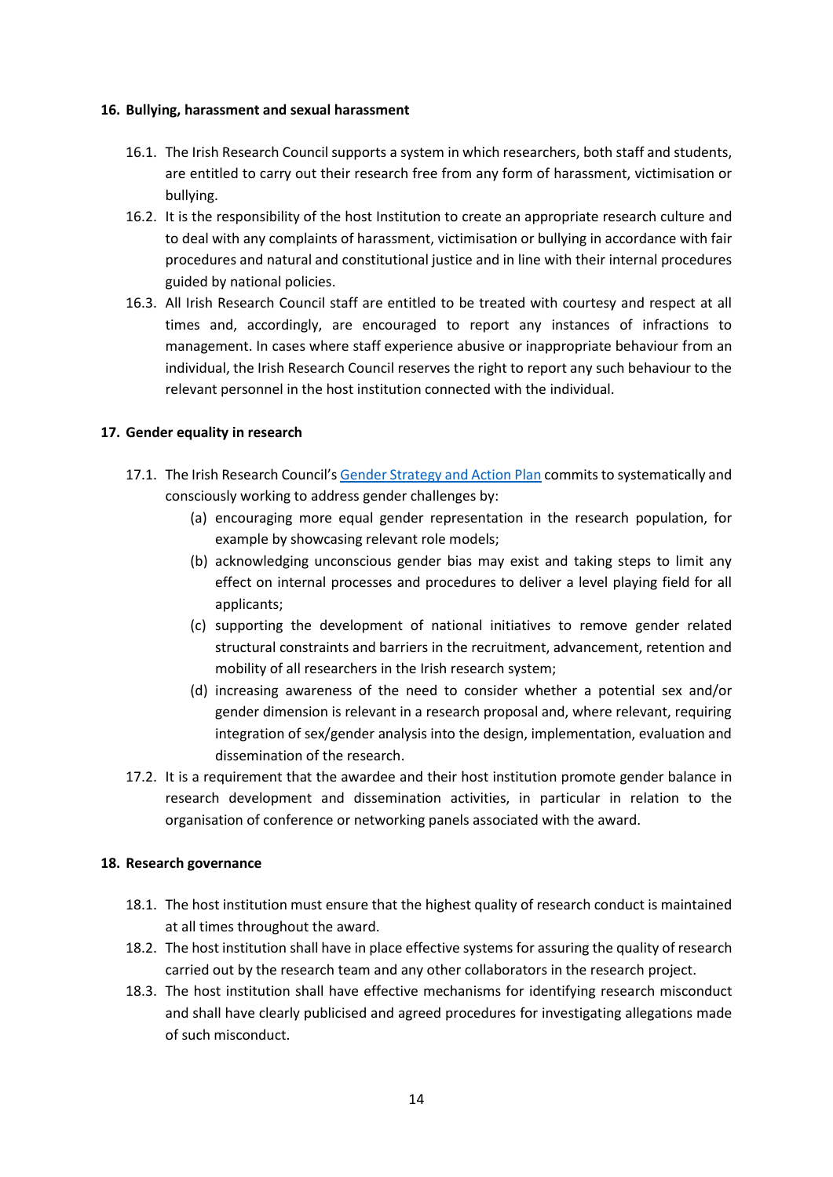## 16. Bullying, harassment and sexual harassment

16.1. The Irish Research Council supports a system in which researchers, both staff and students, are entitled to carry out their research free from any form of harassment, victimisation or bullying.

16.2. It is the responsibility of the host Institution to create an appropriate research culture and to deal with any complaints of harassment, victimisation or bullying in accordance with fair procedures and natural and constitutional justice and in line with their internal procedures guided by national policies.

16.3. All Irish Research Council staff are entitled to be treated with courtesy and respect at all times and, accordingly, are encouraged to report any instances of infractions to management. In cases where staff experience abusive or inappropriate behaviour from an individual, the Irish Research Council reserves the right to report any such behaviour to the relevant personnel in the host institution connected with the individual.

## 17. Gender equality in research

17.1. The Irish Research Council's [Gender Strategy and Action Plan]() commits to systematically and consciously working to address gender challenges by:

(a) encouraging more equal gender representation in the research population, for example by showcasing relevant role models;

(b) acknowledging unconscious gender bias may exist and taking steps to limit any effect on internal processes and procedures to deliver a level playing field for all applicants;

(c) supporting the development of national initiatives to remove gender related structural constraints and barriers in the recruitment, advancement, retention and mobility of all researchers in the Irish research system;

(d) increasing awareness of the need to consider whether a potential sex and/or gender dimension is relevant in a research proposal and, where relevant, requiring integration of sex/gender analysis into the design, implementation, evaluation and dissemination of the research.

17.2. It is a requirement that the awardee and their host institution promote gender balance in research development and dissemination activities, in particular in relation to the organisation of conference or networking panels associated with the award.

## 18. Research governance

18.1. The host institution must ensure that the highest quality of research conduct is maintained at all times throughout the award.

18.2. The host institution shall have in place effective systems for assuring the quality of research carried out by the research team and any other collaborators in the research project.

18.3. The host institution shall have effective mechanisms for identifying research misconduct and shall have clearly publicised and agreed procedures for investigating allegations made of such misconduct.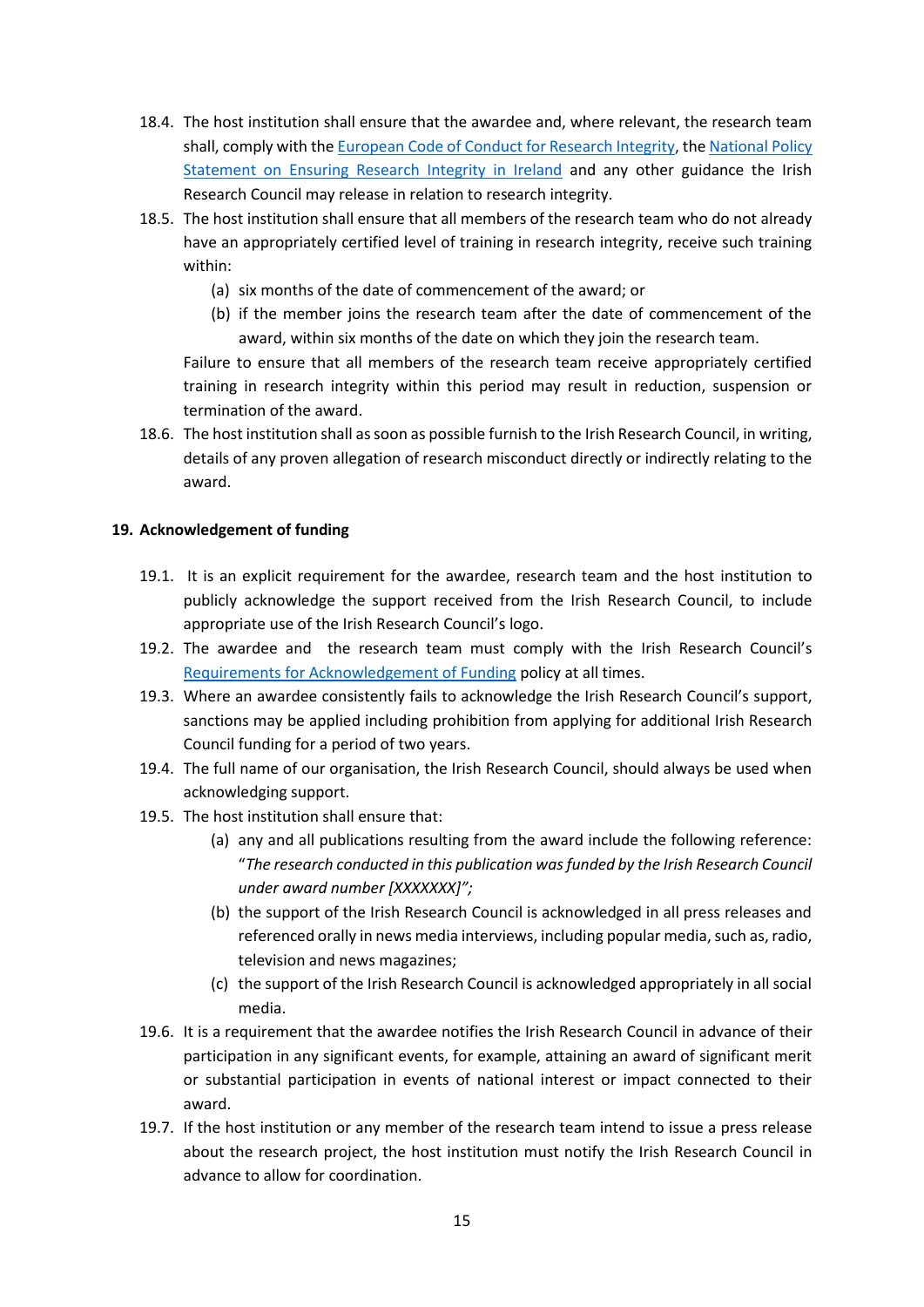18.4. The host institution shall ensure that the awardee and, where relevant, the research team shall, comply with the [European Code of Conduct for Research Integrity](), the [National Policy Statement on Ensuring Research Integrity in Ireland]() and any other guidance the Irish Research Council may release in relation to research integrity.

18.5. The host institution shall ensure that all members of the research team who do not already have an appropriately certified level of training in research integrity, receive such training within:

   (a) six months of the date of commencement of the award; or

   (b) if the member joins the research team after the date of commencement of the award, within six months of the date on which they join the research team.

   Failure to ensure that all members of the research team receive appropriately certified training in research integrity within this period may result in reduction, suspension or termination of the award.

18.6. The host institution shall as soon as possible furnish to the Irish Research Council, in writing, details of any proven allegation of research misconduct directly or indirectly relating to the award.

## 19. Acknowledgement of funding

19.1. It is an explicit requirement for the awardee, research team and the host institution to publicly acknowledge the support received from the Irish Research Council, to include appropriate use of the Irish Research Council's logo.

19.2. The awardee and the research team must comply with the Irish Research Council's [Requirements for Acknowledgement of Funding]() policy at all times.

19.3. Where an awardee consistently fails to acknowledge the Irish Research Council's support, sanctions may be applied including prohibition from applying for additional Irish Research Council funding for a period of two years.

19.4. The full name of our organisation, the Irish Research Council, should always be used when acknowledging support.

19.5. The host institution shall ensure that:

   (a) any and all publications resulting from the award include the following reference: "*The research conducted in this publication was funded by the Irish Research Council under award number [XXXXXXX]";*

   (b) the support of the Irish Research Council is acknowledged in all press releases and referenced orally in news media interviews, including popular media, such as, radio, television and news magazines;

   (c) the support of the Irish Research Council is acknowledged appropriately in all social media.

19.6. It is a requirement that the awardee notifies the Irish Research Council in advance of their participation in any significant events, for example, attaining an award of significant merit or substantial participation in events of national interest or impact connected to their award.

19.7. If the host institution or any member of the research team intend to issue a press release about the research project, the host institution must notify the Irish Research Council in advance to allow for coordination.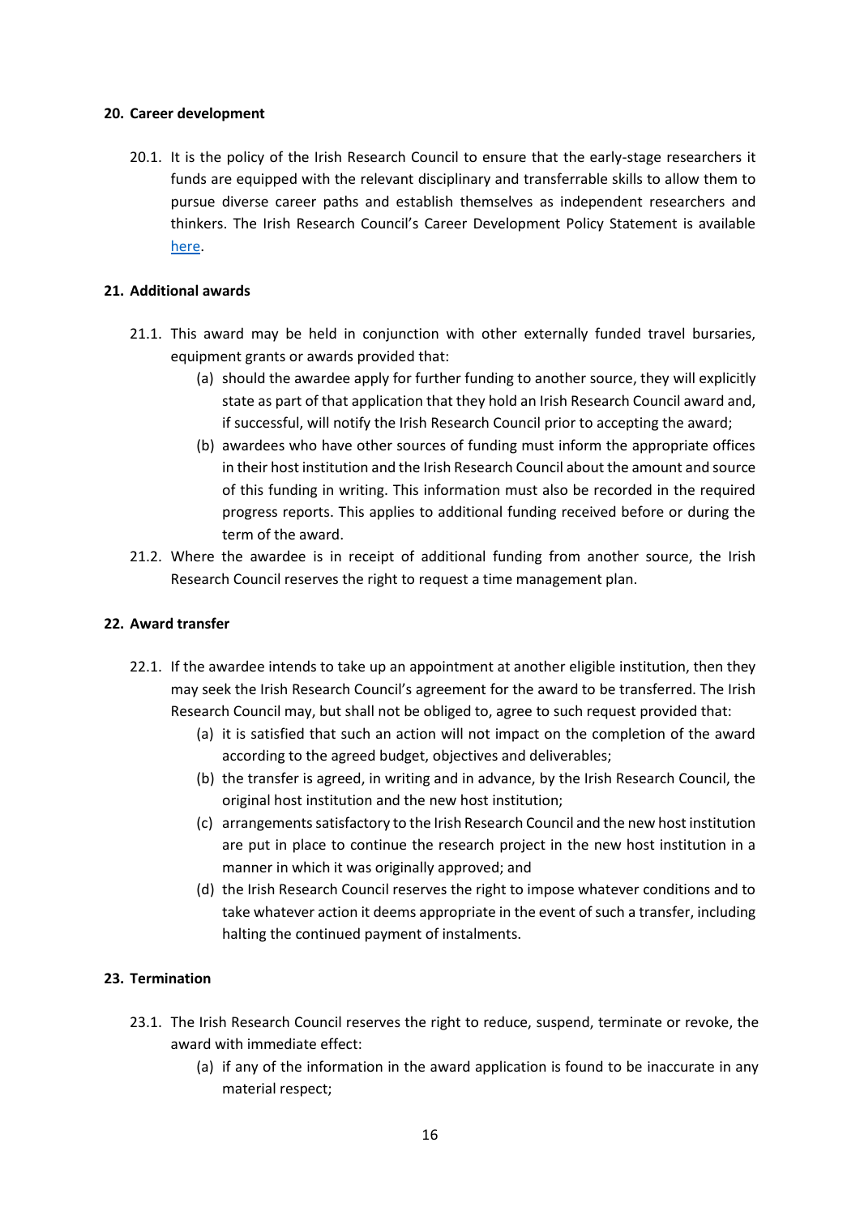## 20. Career development

20.1. It is the policy of the Irish Research Council to ensure that the early-stage researchers it funds are equipped with the relevant disciplinary and transferrable skills to allow them to pursue diverse career paths and establish themselves as independent researchers and thinkers. The Irish Research Council's Career Development Policy Statement is available here.

## 21. Additional awards

21.1. This award may be held in conjunction with other externally funded travel bursaries, equipment grants or awards provided that:

(a) should the awardee apply for further funding to another source, they will explicitly state as part of that application that they hold an Irish Research Council award and, if successful, will notify the Irish Research Council prior to accepting the award;

(b) awardees who have other sources of funding must inform the appropriate offices in their host institution and the Irish Research Council about the amount and source of this funding in writing. This information must also be recorded in the required progress reports. This applies to additional funding received before or during the term of the award.

21.2. Where the awardee is in receipt of additional funding from another source, the Irish Research Council reserves the right to request a time management plan.

## 22. Award transfer

22.1. If the awardee intends to take up an appointment at another eligible institution, then they may seek the Irish Research Council's agreement for the award to be transferred. The Irish Research Council may, but shall not be obliged to, agree to such request provided that:

(a) it is satisfied that such an action will not impact on the completion of the award according to the agreed budget, objectives and deliverables;

(b) the transfer is agreed, in writing and in advance, by the Irish Research Council, the original host institution and the new host institution;

(c) arrangements satisfactory to the Irish Research Council and the new host institution are put in place to continue the research project in the new host institution in a manner in which it was originally approved; and

(d) the Irish Research Council reserves the right to impose whatever conditions and to take whatever action it deems appropriate in the event of such a transfer, including halting the continued payment of instalments.

## 23. Termination

23.1. The Irish Research Council reserves the right to reduce, suspend, terminate or revoke, the award with immediate effect:

(a) if any of the information in the award application is found to be inaccurate in any material respect;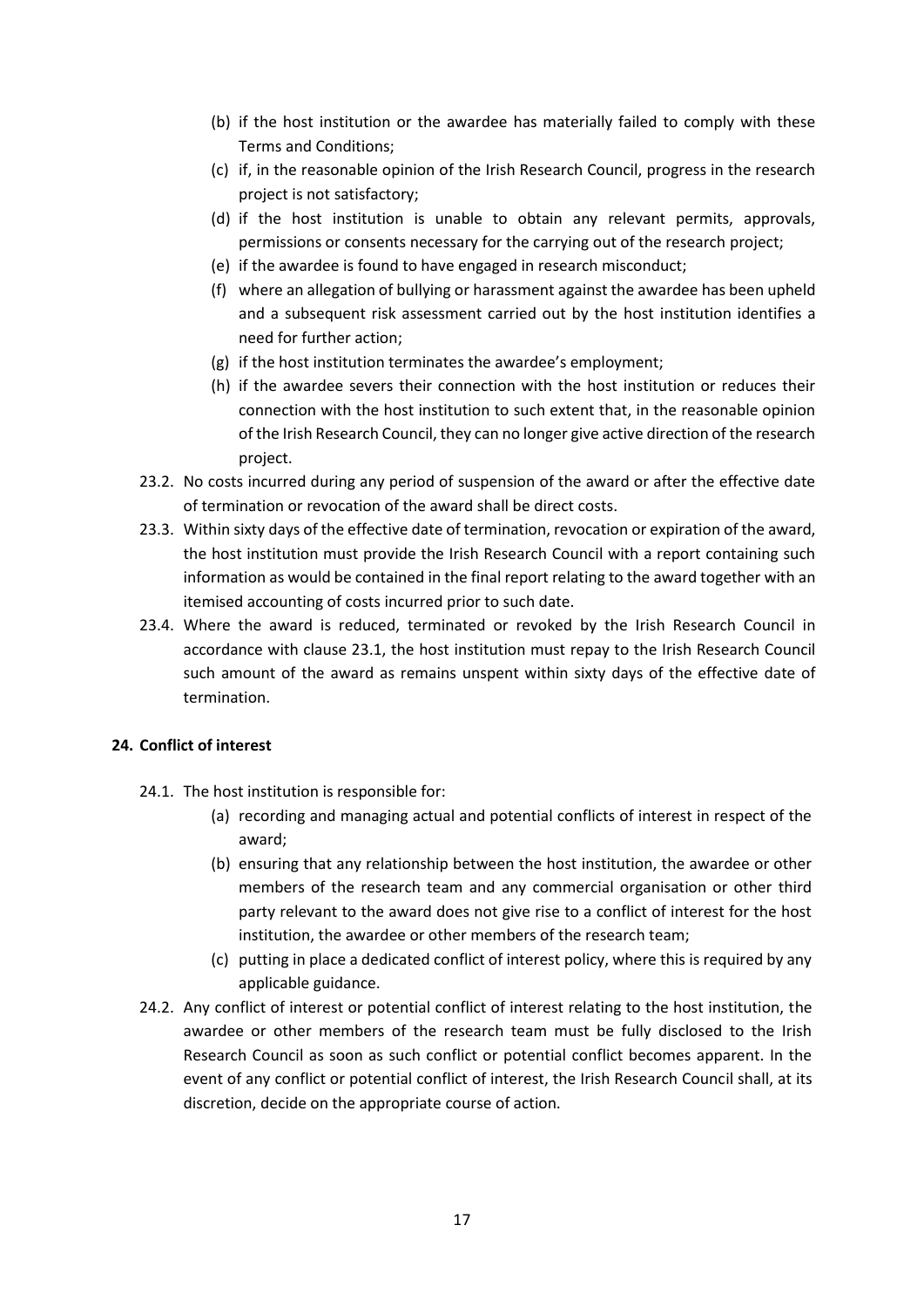(b) if the host institution or the awardee has materially failed to comply with these Terms and Conditions;

(c) if, in the reasonable opinion of the Irish Research Council, progress in the research project is not satisfactory;

(d) if the host institution is unable to obtain any relevant permits, approvals, permissions or consents necessary for the carrying out of the research project;

(e) if the awardee is found to have engaged in research misconduct;

(f) where an allegation of bullying or harassment against the awardee has been upheld and a subsequent risk assessment carried out by the host institution identifies a need for further action;

(g) if the host institution terminates the awardee's employment;

(h) if the awardee severs their connection with the host institution or reduces their connection with the host institution to such extent that, in the reasonable opinion of the Irish Research Council, they can no longer give active direction of the research project.

23.2. No costs incurred during any period of suspension of the award or after the effective date of termination or revocation of the award shall be direct costs.

23.3. Within sixty days of the effective date of termination, revocation or expiration of the award, the host institution must provide the Irish Research Council with a report containing such information as would be contained in the final report relating to the award together with an itemised accounting of costs incurred prior to such date.

23.4. Where the award is reduced, terminated or revoked by the Irish Research Council in accordance with clause 23.1, the host institution must repay to the Irish Research Council such amount of the award as remains unspent within sixty days of the effective date of termination.

## 24. Conflict of interest

24.1. The host institution is responsible for:

(a) recording and managing actual and potential conflicts of interest in respect of the award;

(b) ensuring that any relationship between the host institution, the awardee or other members of the research team and any commercial organisation or other third party relevant to the award does not give rise to a conflict of interest for the host institution, the awardee or other members of the research team;

(c) putting in place a dedicated conflict of interest policy, where this is required by any applicable guidance.

24.2. Any conflict of interest or potential conflict of interest relating to the host institution, the awardee or other members of the research team must be fully disclosed to the Irish Research Council as soon as such conflict or potential conflict becomes apparent. In the event of any conflict or potential conflict of interest, the Irish Research Council shall, at its discretion, decide on the appropriate course of action.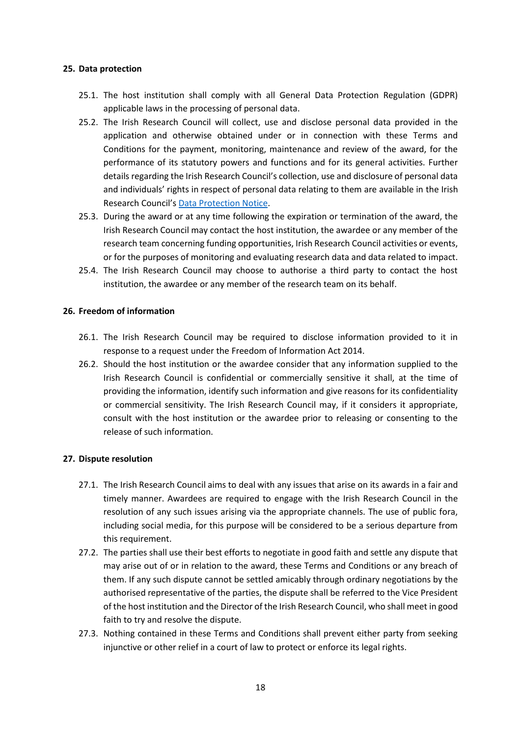## 25. Data protection

25.1. The host institution shall comply with all General Data Protection Regulation (GDPR) applicable laws in the processing of personal data.

25.2. The Irish Research Council will collect, use and disclose personal data provided in the application and otherwise obtained under or in connection with these Terms and Conditions for the payment, monitoring, maintenance and review of the award, for the performance of its statutory powers and functions and for its general activities. Further details regarding the Irish Research Council's collection, use and disclosure of personal data and individuals' rights in respect of personal data relating to them are available in the Irish Research Council's Data Protection Notice.

25.3. During the award or at any time following the expiration or termination of the award, the Irish Research Council may contact the host institution, the awardee or any member of the research team concerning funding opportunities, Irish Research Council activities or events, or for the purposes of monitoring and evaluating research data and data related to impact.

25.4. The Irish Research Council may choose to authorise a third party to contact the host institution, the awardee or any member of the research team on its behalf.

## 26. Freedom of information

26.1. The Irish Research Council may be required to disclose information provided to it in response to a request under the Freedom of Information Act 2014.

26.2. Should the host institution or the awardee consider that any information supplied to the Irish Research Council is confidential or commercially sensitive it shall, at the time of providing the information, identify such information and give reasons for its confidentiality or commercial sensitivity. The Irish Research Council may, if it considers it appropriate, consult with the host institution or the awardee prior to releasing or consenting to the release of such information.

## 27. Dispute resolution

27.1. The Irish Research Council aims to deal with any issues that arise on its awards in a fair and timely manner. Awardees are required to engage with the Irish Research Council in the resolution of any such issues arising via the appropriate channels. The use of public fora, including social media, for this purpose will be considered to be a serious departure from this requirement.

27.2. The parties shall use their best efforts to negotiate in good faith and settle any dispute that may arise out of or in relation to the award, these Terms and Conditions or any breach of them. If any such dispute cannot be settled amicably through ordinary negotiations by the authorised representative of the parties, the dispute shall be referred to the Vice President of the host institution and the Director of the Irish Research Council, who shall meet in good faith to try and resolve the dispute.

27.3. Nothing contained in these Terms and Conditions shall prevent either party from seeking injunctive or other relief in a court of law to protect or enforce its legal rights.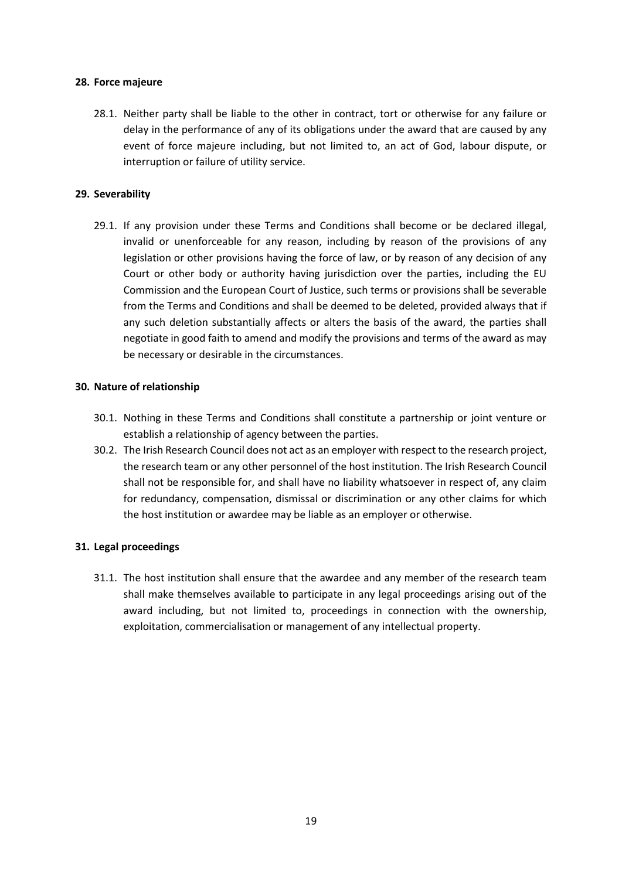## 28. Force majeure

28.1. Neither party shall be liable to the other in contract, tort or otherwise for any failure or delay in the performance of any of its obligations under the award that are caused by any event of force majeure including, but not limited to, an act of God, labour dispute, or interruption or failure of utility service.

## 29. Severability

29.1. If any provision under these Terms and Conditions shall become or be declared illegal, invalid or unenforceable for any reason, including by reason of the provisions of any legislation or other provisions having the force of law, or by reason of any decision of any Court or other body or authority having jurisdiction over the parties, including the EU Commission and the European Court of Justice, such terms or provisions shall be severable from the Terms and Conditions and shall be deemed to be deleted, provided always that if any such deletion substantially affects or alters the basis of the award, the parties shall negotiate in good faith to amend and modify the provisions and terms of the award as may be necessary or desirable in the circumstances.

## 30. Nature of relationship

30.1. Nothing in these Terms and Conditions shall constitute a partnership or joint venture or establish a relationship of agency between the parties.

30.2. The Irish Research Council does not act as an employer with respect to the research project, the research team or any other personnel of the host institution. The Irish Research Council shall not be responsible for, and shall have no liability whatsoever in respect of, any claim for redundancy, compensation, dismissal or discrimination or any other claims for which the host institution or awardee may be liable as an employer or otherwise.

## 31. Legal proceedings

31.1. The host institution shall ensure that the awardee and any member of the research team shall make themselves available to participate in any legal proceedings arising out of the award including, but not limited to, proceedings in connection with the ownership, exploitation, commercialisation or management of any intellectual property.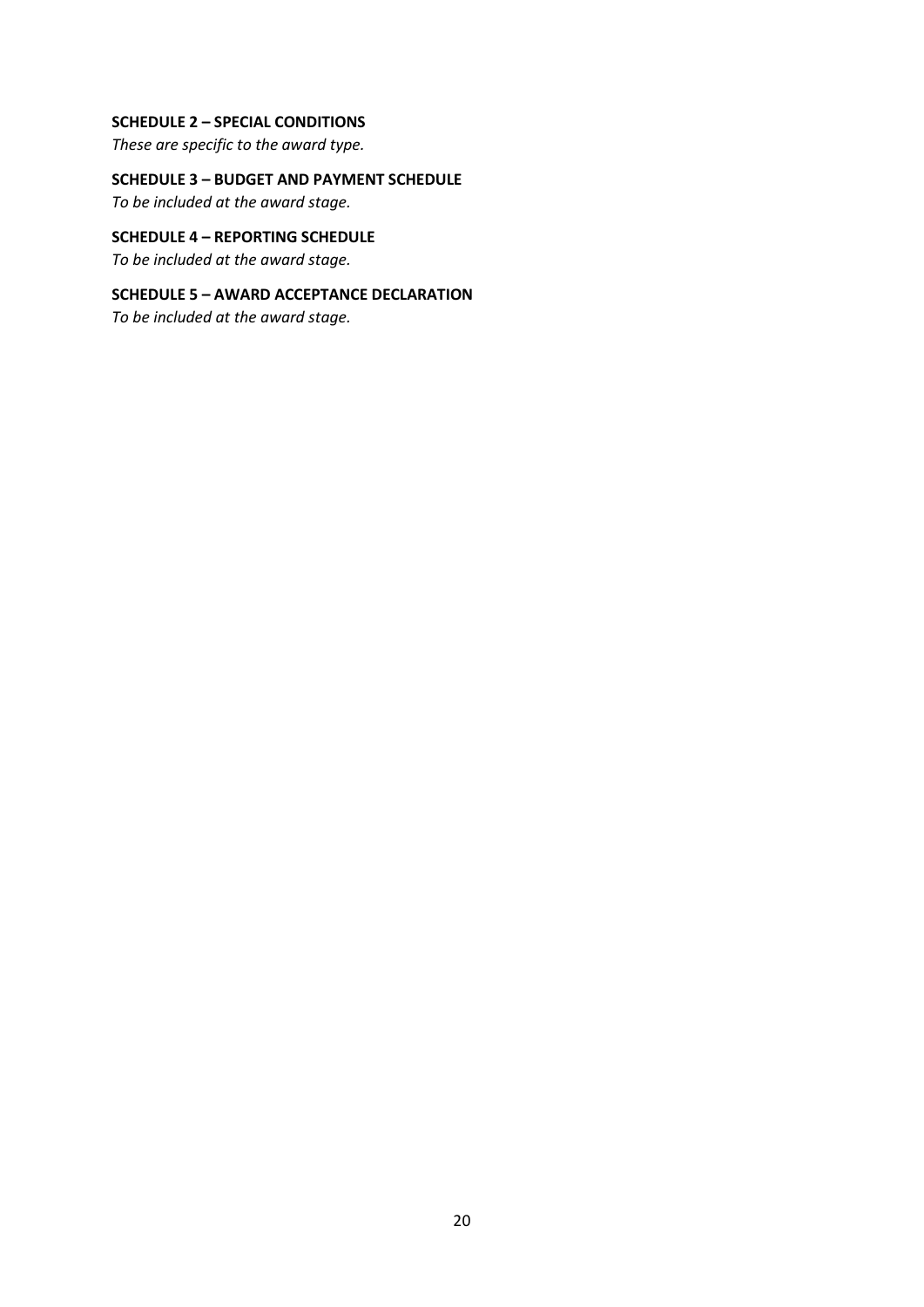**SCHEDULE 2 – SPECIAL CONDITIONS**

*These are specific to the award type.*

**SCHEDULE 3 – BUDGET AND PAYMENT SCHEDULE**

*To be included at the award stage.*

**SCHEDULE 4 – REPORTING SCHEDULE**

*To be included at the award stage.*

**SCHEDULE 5 – AWARD ACCEPTANCE DECLARATION**

*To be included at the award stage.*